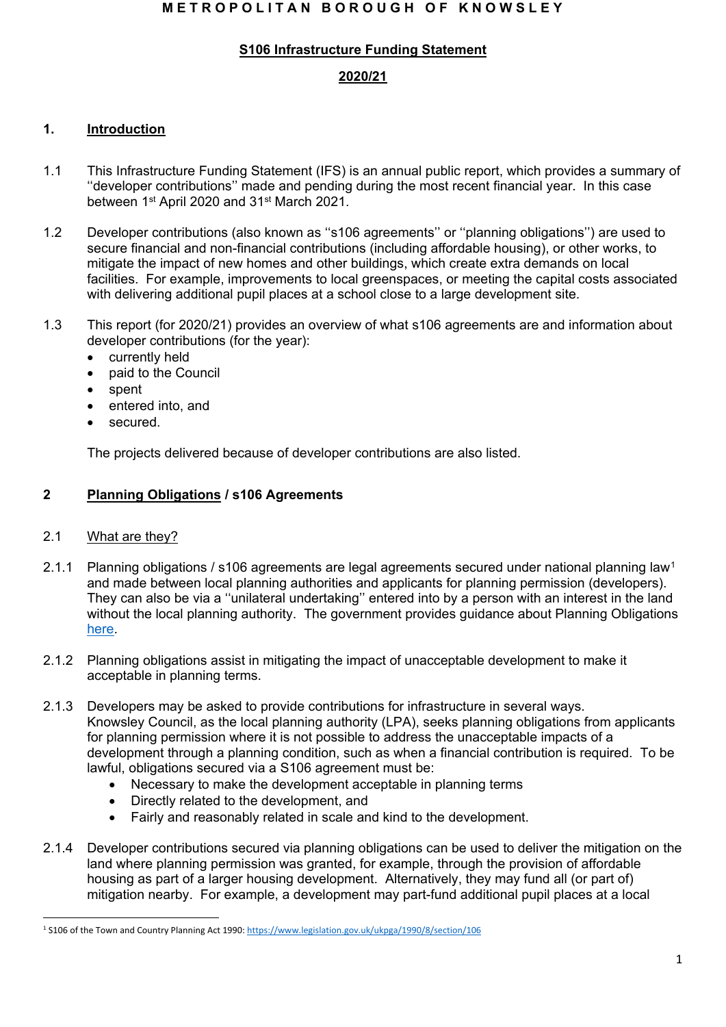**METROPOLITAN BOROUGH OF KNOWSLEY**

**S106 Infrastructure Funding Statement**

**2020/21**

## 1. Introduction

1.1 This Infrastructure Funding Statement (IFS) is an annual public report, which provides a summary of ''developer contributions'' made and pending during the most recent financial year. In this case between 1st April 2020 and 31st March 2021.

1.2 Developer contributions (also known as ''s106 agreements'' or ''planning obligations'') are used to secure financial and non-financial contributions (including affordable housing), or other works, to mitigate the impact of new homes and other buildings, which create extra demands on local facilities. For example, improvements to local greenspaces, or meeting the capital costs associated with delivering additional pupil places at a school close to a large development site.

1.3 This report (for 2020/21) provides an overview of what s106 agreements are and information about developer contributions (for the year):

- currently held
- paid to the Council
- spent
- entered into, and
- secured.

The projects delivered because of developer contributions are also listed.

## 2 Planning Obligations / s106 Agreements

### 2.1 What are they?

2.1.1 Planning obligations / s106 agreements are legal agreements secured under national planning law[1] and made between local planning authorities and applicants for planning permission (developers). They can also be via a ''unilateral undertaking'' entered into by a person with an interest in the land without the local planning authority. The government provides guidance about Planning Obligations here.

2.1.2 Planning obligations assist in mitigating the impact of unacceptable development to make it acceptable in planning terms.

2.1.3 Developers may be asked to provide contributions for infrastructure in several ways. Knowsley Council, as the local planning authority (LPA), seeks planning obligations from applicants for planning permission where it is not possible to address the unacceptable impacts of a development through a planning condition, such as when a financial contribution is required. To be lawful, obligations secured via a S106 agreement must be:

- Necessary to make the development acceptable in planning terms
- Directly related to the development, and
- Fairly and reasonably related in scale and kind to the development.

2.1.4 Developer contributions secured via planning obligations can be used to deliver the mitigation on the land where planning permission was granted, for example, through the provision of affordable housing as part of a larger housing development. Alternatively, they may fund all (or part of) mitigation nearby. For example, a development may part-fund additional pupil places at a local

[1] S106 of the Town and Country Planning Act 1990: https://www.legislation.gov.uk/ukpga/1990/8/section/106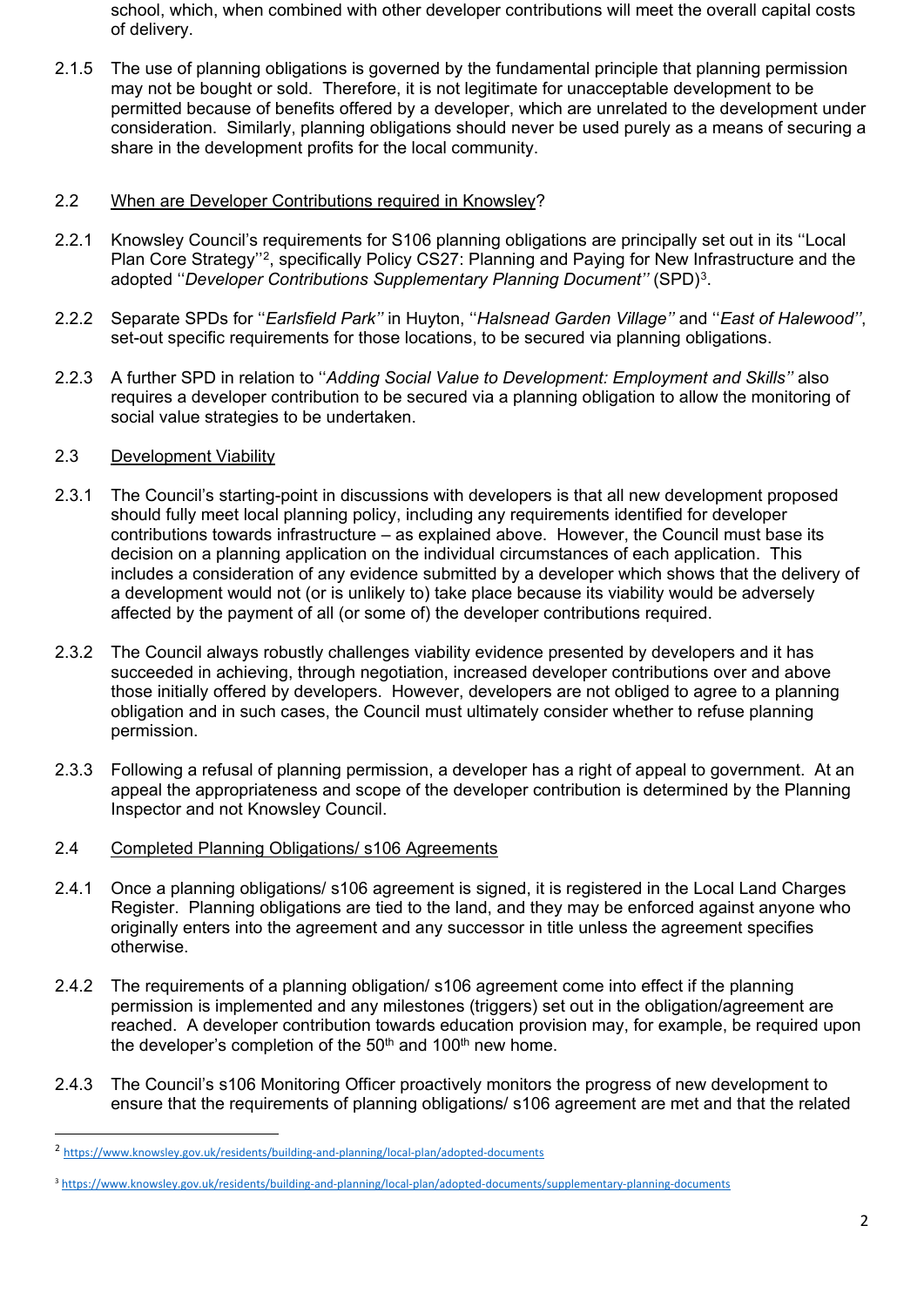school, which, when combined with other developer contributions will meet the overall capital costs of delivery.

2.1.5 The use of planning obligations is governed by the fundamental principle that planning permission may not be bought or sold. Therefore, it is not legitimate for unacceptable development to be permitted because of benefits offered by a developer, which are unrelated to the development under consideration. Similarly, planning obligations should never be used purely as a means of securing a share in the development profits for the local community.

2.2 When are Developer Contributions required in Knowsley?

2.2.1 Knowsley Council's requirements for S106 planning obligations are principally set out in its ''Local Plan Core Strategy''[2], specifically Policy CS27: Planning and Paying for New Infrastructure and the adopted ''*Developer Contributions Supplementary Planning Document''* (SPD)[3].

2.2.2 Separate SPDs for ''*Earlsfield Park''* in Huyton, ''*Halsnead Garden Village''* and ''*East of Halewood''*, set-out specific requirements for those locations, to be secured via planning obligations.

2.2.3 A further SPD in relation to ''*Adding Social Value to Development: Employment and Skills''* also requires a developer contribution to be secured via a planning obligation to allow the monitoring of social value strategies to be undertaken.

2.3 Development Viability

2.3.1 The Council's starting-point in discussions with developers is that all new development proposed should fully meet local planning policy, including any requirements identified for developer contributions towards infrastructure – as explained above. However, the Council must base its decision on a planning application on the individual circumstances of each application. This includes a consideration of any evidence submitted by a developer which shows that the delivery of a development would not (or is unlikely to) take place because its viability would be adversely affected by the payment of all (or some of) the developer contributions required.

2.3.2 The Council always robustly challenges viability evidence presented by developers and it has succeeded in achieving, through negotiation, increased developer contributions over and above those initially offered by developers. However, developers are not obliged to agree to a planning obligation and in such cases, the Council must ultimately consider whether to refuse planning permission.

2.3.3 Following a refusal of planning permission, a developer has a right of appeal to government. At an appeal the appropriateness and scope of the developer contribution is determined by the Planning Inspector and not Knowsley Council.

2.4 Completed Planning Obligations/ s106 Agreements

2.4.1 Once a planning obligations/ s106 agreement is signed, it is registered in the Local Land Charges Register. Planning obligations are tied to the land, and they may be enforced against anyone who originally enters into the agreement and any successor in title unless the agreement specifies otherwise.

2.4.2 The requirements of a planning obligation/ s106 agreement come into effect if the planning permission is implemented and any milestones (triggers) set out in the obligation/agreement are reached. A developer contribution towards education provision may, for example, be required upon the developer's completion of the 50th and 100th new home.

2.4.3 The Council's s106 Monitoring Officer proactively monitors the progress of new development to ensure that the requirements of planning obligations/ s106 agreement are met and that the related

---

[2] https://www.knowsley.gov.uk/residents/building-and-planning/local-plan/adopted-documents

[3] https://www.knowsley.gov.uk/residents/building-and-planning/local-plan/adopted-documents/supplementary-planning-documents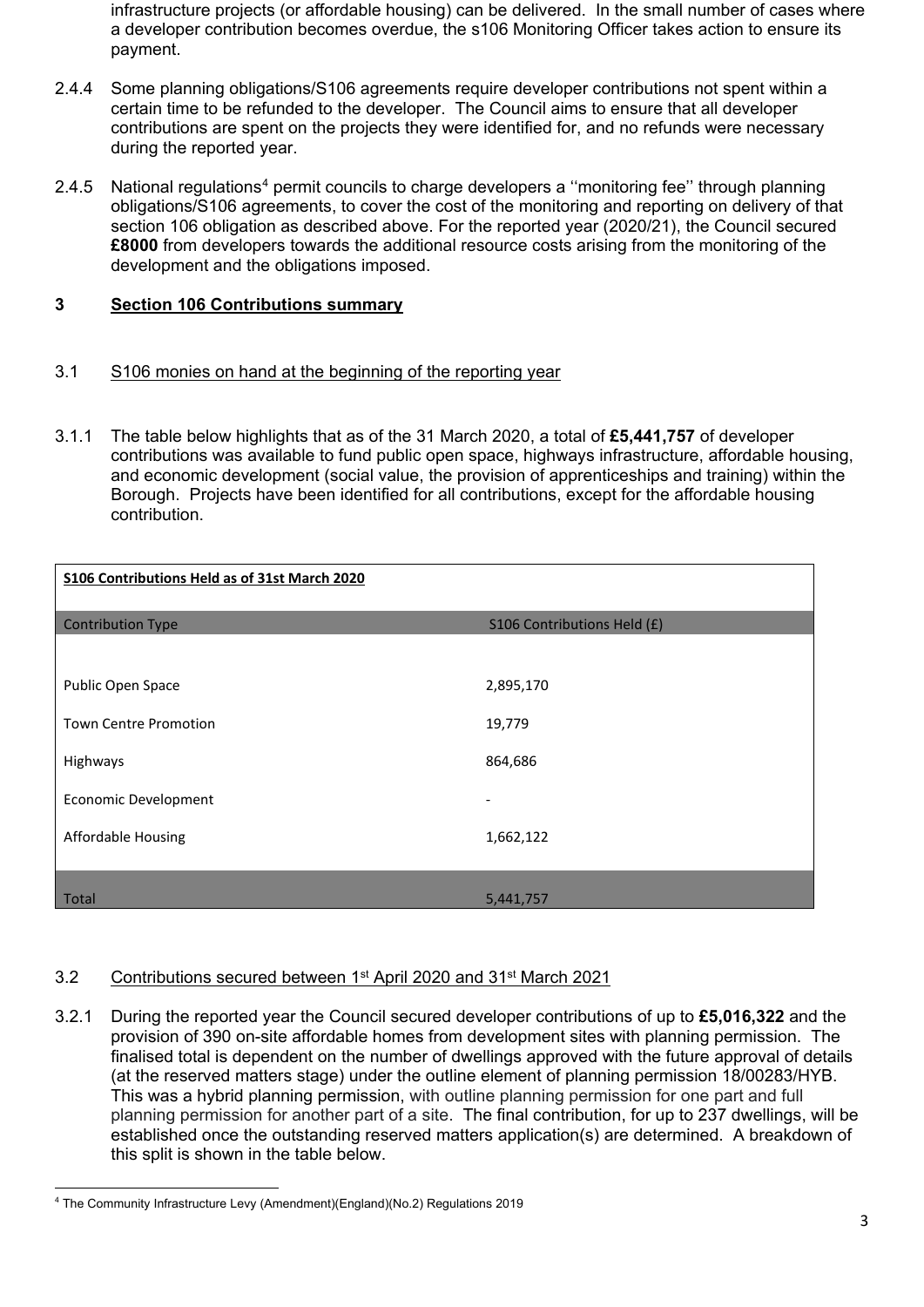infrastructure projects (or affordable housing) can be delivered. In the small number of cases where a developer contribution becomes overdue, the s106 Monitoring Officer takes action to ensure its payment.

2.4.4 Some planning obligations/S106 agreements require developer contributions not spent within a certain time to be refunded to the developer. The Council aims to ensure that all developer contributions are spent on the projects they were identified for, and no refunds were necessary during the reported year.

2.4.5 National regulations[4] permit councils to charge developers a ''monitoring fee'' through planning obligations/S106 agreements, to cover the cost of the monitoring and reporting on delivery of that section 106 obligation as described above. For the reported year (2020/21), the Council secured **£8000** from developers towards the additional resource costs arising from the monitoring of the development and the obligations imposed.

## 3 Section 106 Contributions summary

### 3.1 S106 monies on hand at the beginning of the reporting year

3.1.1 The table below highlights that as of the 31 March 2020, a total of **£5,441,757** of developer contributions was available to fund public open space, highways infrastructure, affordable housing, and economic development (social value, the provision of apprenticeships and training) within the Borough. Projects have been identified for all contributions, except for the affordable housing contribution.

**S106 Contributions Held as of 31st March 2020**

| Contribution Type | S106 Contributions Held (£) |
|---|---|
| Public Open Space | 2,895,170 |
| Town Centre Promotion | 19,779 |
| Highways | 864,686 |
| Economic Development | - |
| Affordable Housing | 1,662,122 |
| Total | 5,441,757 |

### 3.2 Contributions secured between 1st April 2020 and 31st March 2021

3.2.1 During the reported year the Council secured developer contributions of up to **£5,016,322** and the provision of 390 on-site affordable homes from development sites with planning permission. The finalised total is dependent on the number of dwellings approved with the future approval of details (at the reserved matters stage) under the outline element of planning permission 18/00283/HYB. This was a hybrid planning permission, with outline planning permission for one part and full planning permission for another part of a site. The final contribution, for up to 237 dwellings, will be established once the outstanding reserved matters application(s) are determined. A breakdown of this split is shown in the table below.

[4] The Community Infrastructure Levy (Amendment)(England)(No.2) Regulations 2019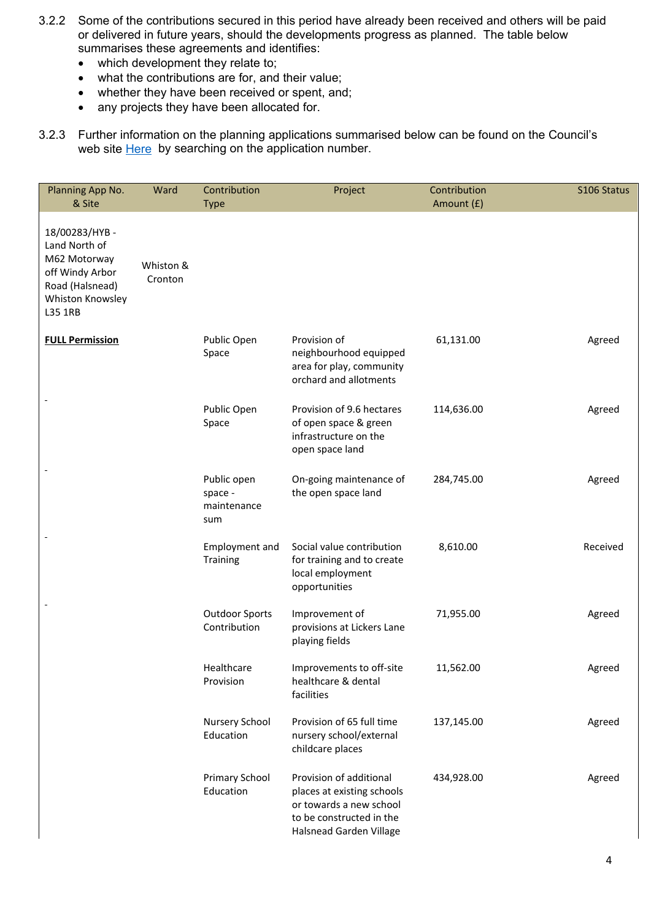3.2.2 Some of the contributions secured in this period have already been received and others will be paid or delivered in future years, should the developments progress as planned. The table below summarises these agreements and identifies:

- which development they relate to;
- what the contributions are for, and their value;
- whether they have been received or spent, and;
- any projects they have been allocated for.

3.2.3 Further information on the planning applications summarised below can be found on the Council's web site Here by searching on the application number.

| Planning App No. & Site | Ward | Contribution Type | Project | Contribution Amount (£) | S106 Status |
|---|---|---|---|---|---|
| 18/00283/HYB - Land North of M62 Motorway off Windy Arbor Road (Halsnead) Whiston Knowsley L35 1RB | Whiston & Cronton | | | | |
| **FULL Permission** | | Public Open Space | Provision of neighbourhood equipped area for play, community orchard and allotments | 61,131.00 | Agreed |
| - | | Public Open Space | Provision of 9.6 hectares of open space & green infrastructure on the open space land | 114,636.00 | Agreed |
| - | | Public open space - maintenance sum | On-going maintenance of the open space land | 284,745.00 | Agreed |
| - | | Employment and Training | Social value contribution for training and to create local employment opportunities | 8,610.00 | Received |
| - | | Outdoor Sports Contribution | Improvement of provisions at Lickers Lane playing fields | 71,955.00 | Agreed |
| | | Healthcare Provision | Improvements to off-site healthcare & dental facilities | 11,562.00 | Agreed |
| | | Nursery School Education | Provision of 65 full time nursery school/external childcare places | 137,145.00 | Agreed |
| | | Primary School Education | Provision of additional places at existing schools or towards a new school to be constructed in the Halsnead Garden Village | 434,928.00 | Agreed |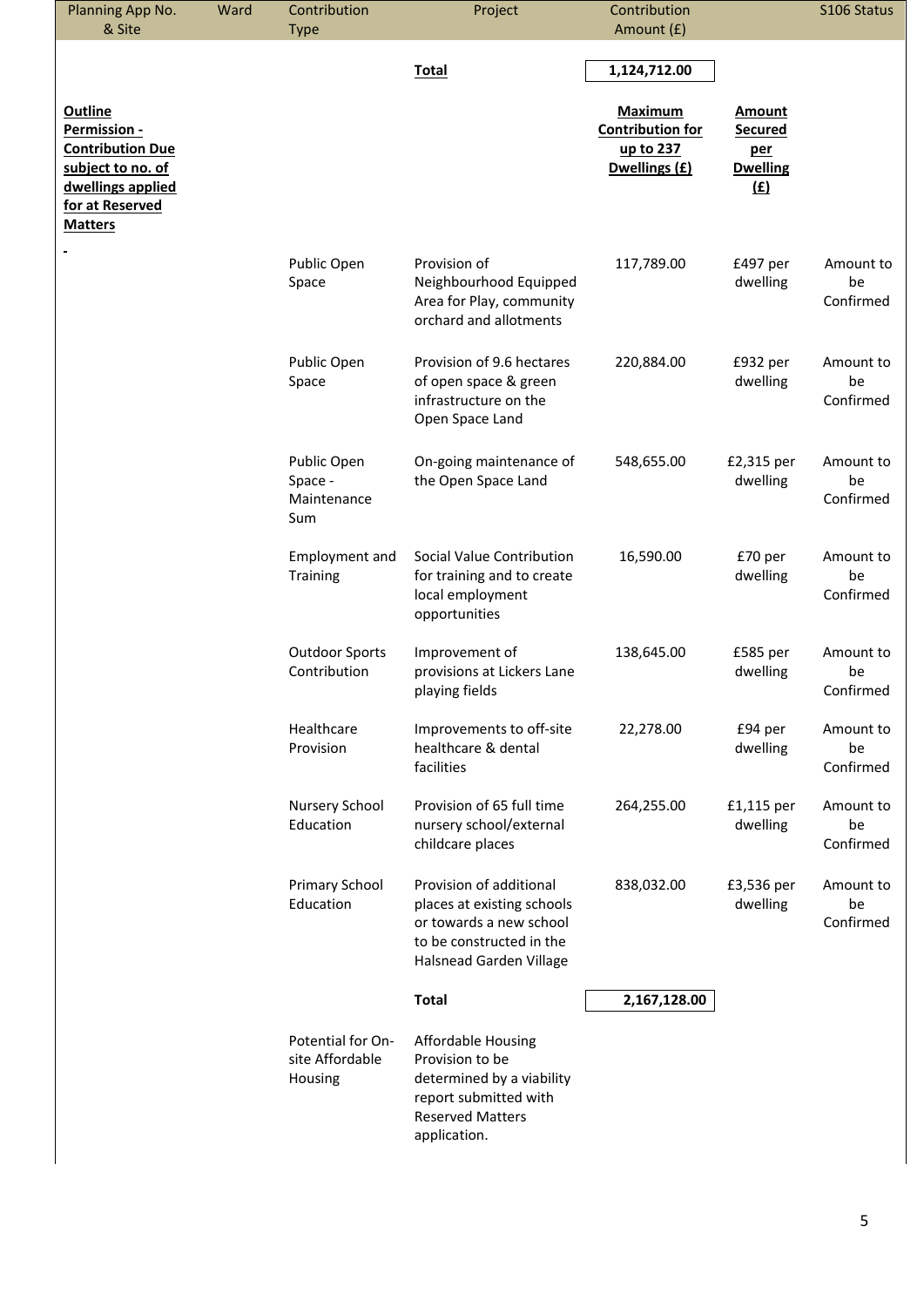| Planning App No. & Site | Ward | Contribution Type | Project | Contribution Amount (£) | | S106 Status |
|---|---|---|---|---|---|---|
| | | | **Total** | **1,124,712.00** | | |
| **Outline Permission - Contribution Due subject to no. of dwellings applied for at Reserved Matters** | | | | **Maximum Contribution for up to 237 Dwellings (£)** | **Amount Secured per Dwelling (£)** | |
| - | | | | | | |
| | | Public Open Space | Provision of Neighbourhood Equipped Area for Play, community orchard and allotments | 117,789.00 | £497 per dwelling | Amount to be Confirmed |
| | | Public Open Space | Provision of 9.6 hectares of open space & green infrastructure on the Open Space Land | 220,884.00 | £932 per dwelling | Amount to be Confirmed |
| | | Public Open Space - Maintenance Sum | On-going maintenance of the Open Space Land | 548,655.00 | £2,315 per dwelling | Amount to be Confirmed |
| | | Employment and Training | Social Value Contribution for training and to create local employment opportunities | 16,590.00 | £70 per dwelling | Amount to be Confirmed |
| | | Outdoor Sports Contribution | Improvement of provisions at Lickers Lane playing fields | 138,645.00 | £585 per dwelling | Amount to be Confirmed |
| | | Healthcare Provision | Improvements to off-site healthcare & dental facilities | 22,278.00 | £94 per dwelling | Amount to be Confirmed |
| | | Nursery School Education | Provision of 65 full time nursery school/external childcare places | 264,255.00 | £1,115 per dwelling | Amount to be Confirmed |
| | | Primary School Education | Provision of additional places at existing schools or towards a new school to be constructed in the Halsnead Garden Village | 838,032.00 | £3,536 per dwelling | Amount to be Confirmed |
| | | | **Total** | **2,167,128.00** | | |
| | | Potential for On-site Affordable Housing | Affordable Housing Provision to be determined by a viability report submitted with Reserved Matters application. | | | |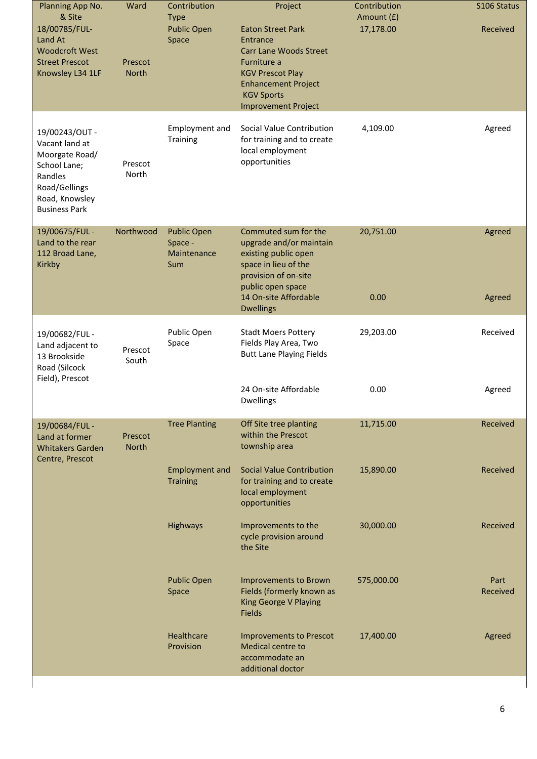| Planning App No. & Site | Ward | Contribution Type | Project | Contribution Amount (£) | S106 Status |
|---|---|---|---|---|---|
| 18/00785/FUL- Land At Woodcroft West Street Prescot Knowsley L34 1LF | Prescot North | Public Open Space | Eaton Street Park Entrance Carr Lane Woods Street Furniture a KGV Prescot Play Enhancement Project KGV Sports Improvement Project | 17,178.00 | Received |
| 19/00243/OUT - Vacant land at Moorgate Road/ School Lane; Randles Road/Gellings Road, Knowsley Business Park | Prescot North | Employment and Training | Social Value Contribution for training and to create local employment opportunities | 4,109.00 | Agreed |
| 19/00675/FUL - Land to the rear 112 Broad Lane, Kirkby | Northwood | Public Open Space - Maintenance Sum | Commuted sum for the upgrade and/or maintain existing public open space in lieu of the provision of on-site public open space | 20,751.00 | Agreed |
| | | | 14 On-site Affordable Dwellings | 0.00 | Agreed |
| 19/00682/FUL - Land adjacent to 13 Brookside Road (Silcock Field), Prescot | Prescot South | Public Open Space | Stadt Moers Pottery Fields Play Area, Two Butt Lane Playing Fields | 29,203.00 | Received |
| | | | 24 On-site Affordable Dwellings | 0.00 | Agreed |
| 19/00684/FUL - Land at former Whitakers Garden Centre, Prescot | Prescot North | Tree Planting | Off Site tree planting within the Prescot township area | 11,715.00 | Received |
| | | Employment and Training | Social Value Contribution for training and to create local employment opportunities | 15,890.00 | Received |
| | | Highways | Improvements to the cycle provision around the Site | 30,000.00 | Received |
| | | Public Open Space | Improvements to Brown Fields (formerly known as King George V Playing Fields | 575,000.00 | Part Received |
| | | Healthcare Provision | Improvements to Prescot Medical centre to accommodate an additional doctor | 17,400.00 | Agreed |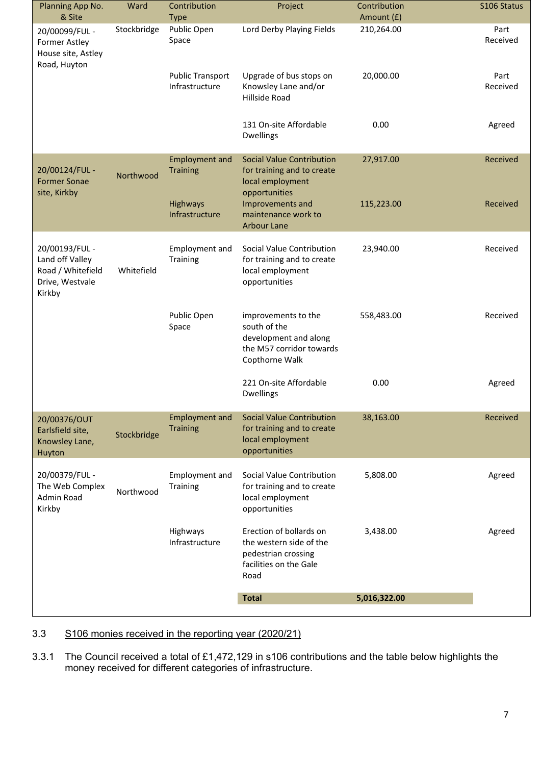| Planning App No. & Site | Ward | Contribution Type | Project | Contribution Amount (£) | S106 Status |
|---|---|---|---|---|---|
| 20/00099/FUL - Former Astley House site, Astley Road, Huyton | Stockbridge | Public Open Space | Lord Derby Playing Fields | 210,264.00 | Part Received |
| | | Public Transport Infrastructure | Upgrade of bus stops on Knowsley Lane and/or Hillside Road | 20,000.00 | Part Received |
| | | | 131 On-site Affordable Dwellings | 0.00 | Agreed |
| 20/00124/FUL - Former Sonae site, Kirkby | Northwood | Employment and Training | Social Value Contribution for training and to create local employment opportunities | 27,917.00 | Received |
| | | Highways Infrastructure | Improvements and maintenance work to Arbour Lane | 115,223.00 | Received |
| 20/00193/FUL - Land off Valley Road / Whitefield Drive, Westvale Kirkby | Whitefield | Employment and Training | Social Value Contribution for training and to create local employment opportunities | 23,940.00 | Received |
| | | Public Open Space | improvements to the south of the development and along the M57 corridor towards Copthorne Walk | 558,483.00 | Received |
| | | | 221 On-site Affordable Dwellings | 0.00 | Agreed |
| 20/00376/OUT Earlsfield site, Knowsley Lane, Huyton | Stockbridge | Employment and Training | Social Value Contribution for training and to create local employment opportunities | 38,163.00 | Received |
| 20/00379/FUL - The Web Complex Admin Road Kirkby | Northwood | Employment and Training | Social Value Contribution for training and to create local employment opportunities | 5,808.00 | Agreed |
| | | Highways Infrastructure | Erection of bollards on the western side of the pedestrian crossing facilities on the Gale Road | 3,438.00 | Agreed |
| | | | **Total** | **5,016,322.00** | |

3.3 S106 monies received in the reporting year (2020/21)

3.3.1 The Council received a total of £1,472,129 in s106 contributions and the table below highlights the money received for different categories of infrastructure.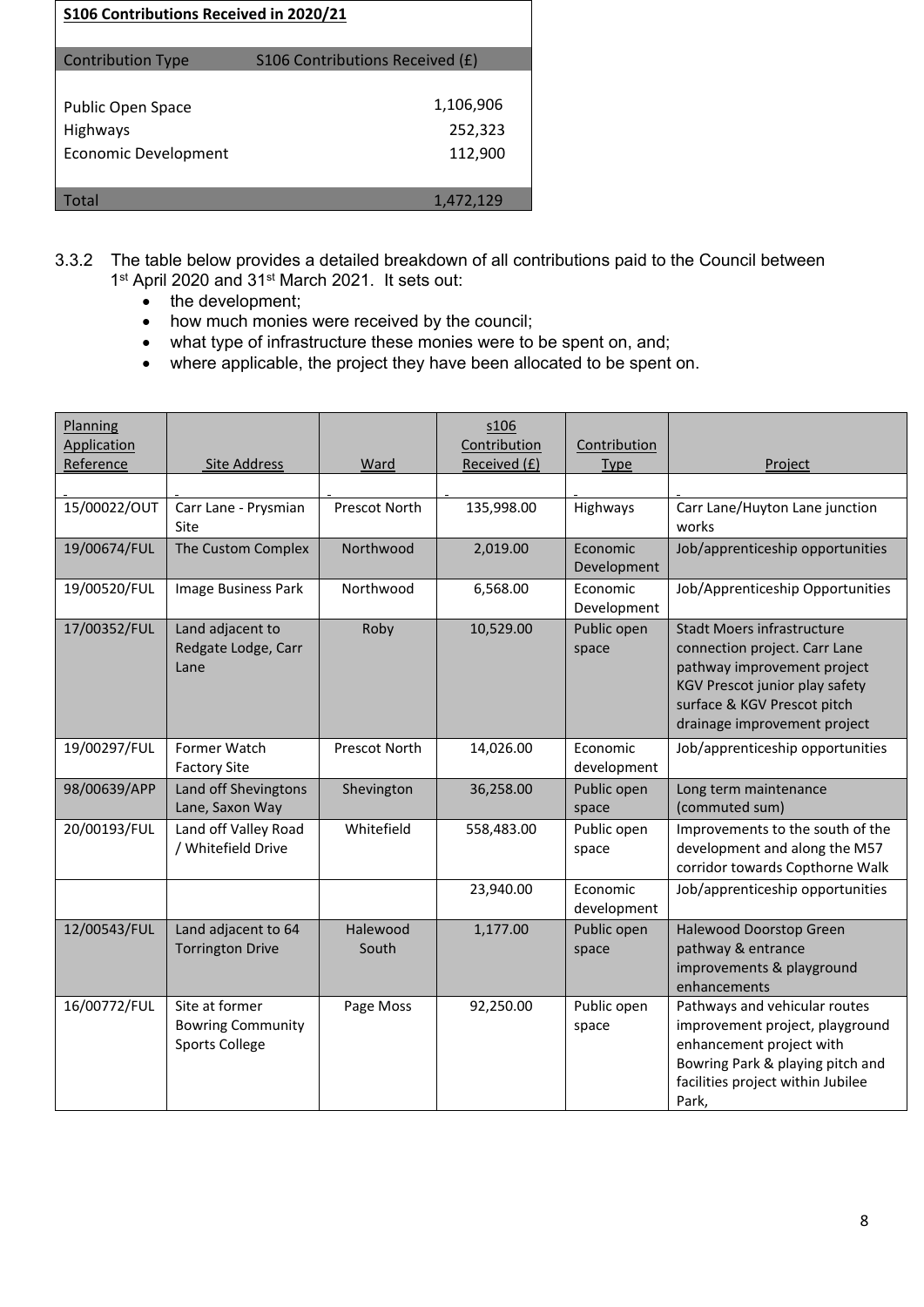| S106 Contributions Received in 2020/21 | |
|---|---|
| Contribution Type | S106 Contributions Received (£) |
| Public Open Space | 1,106,906 |
| Highways | 252,323 |
| Economic Development | 112,900 |
| Total | 1,472,129 |

3.3.2 The table below provides a detailed breakdown of all contributions paid to the Council between 1st April 2020 and 31st March 2021. It sets out:

- the development;
- how much monies were received by the council;
- what type of infrastructure these monies were to be spent on, and;
- where applicable, the project they have been allocated to be spent on.

| Planning Application Reference | Site Address | Ward | s106 Contribution Received (£) | Contribution Type | Project |
|---|---|---|---|---|---|
| 15/00022/OUT | Carr Lane - Prysmian Site | Prescot North | 135,998.00 | Highways | Carr Lane/Huyton Lane junction works |
| 19/00674/FUL | The Custom Complex | Northwood | 2,019.00 | Economic Development | Job/apprenticeship opportunities |
| 19/00520/FUL | Image Business Park | Northwood | 6,568.00 | Economic Development | Job/Apprenticeship Opportunities |
| 17/00352/FUL | Land adjacent to Redgate Lodge, Carr Lane | Roby | 10,529.00 | Public open space | Stadt Moers infrastructure connection project. Carr Lane pathway improvement project KGV Prescot junior play safety surface & KGV Prescot pitch drainage improvement project |
| 19/00297/FUL | Former Watch Factory Site | Prescot North | 14,026.00 | Economic development | Job/apprenticeship opportunities |
| 98/00639/APP | Land off Shevingtons Lane, Saxon Way | Shevington | 36,258.00 | Public open space | Long term maintenance (commuted sum) |
| 20/00193/FUL | Land off Valley Road / Whitefield Drive | Whitefield | 558,483.00 | Public open space | Improvements to the south of the development and along the M57 corridor towards Copthorne Walk |
| | | | 23,940.00 | Economic development | Job/apprenticeship opportunities |
| 12/00543/FUL | Land adjacent to 64 Torrington Drive | Halewood South | 1,177.00 | Public open space | Halewood Doorstop Green pathway & entrance improvements & playground enhancements |
| 16/00772/FUL | Site at former Bowring Community Sports College | Page Moss | 92,250.00 | Public open space | Pathways and vehicular routes improvement project, playground enhancement project with Bowring Park & playing pitch and facilities project within Jubilee Park, |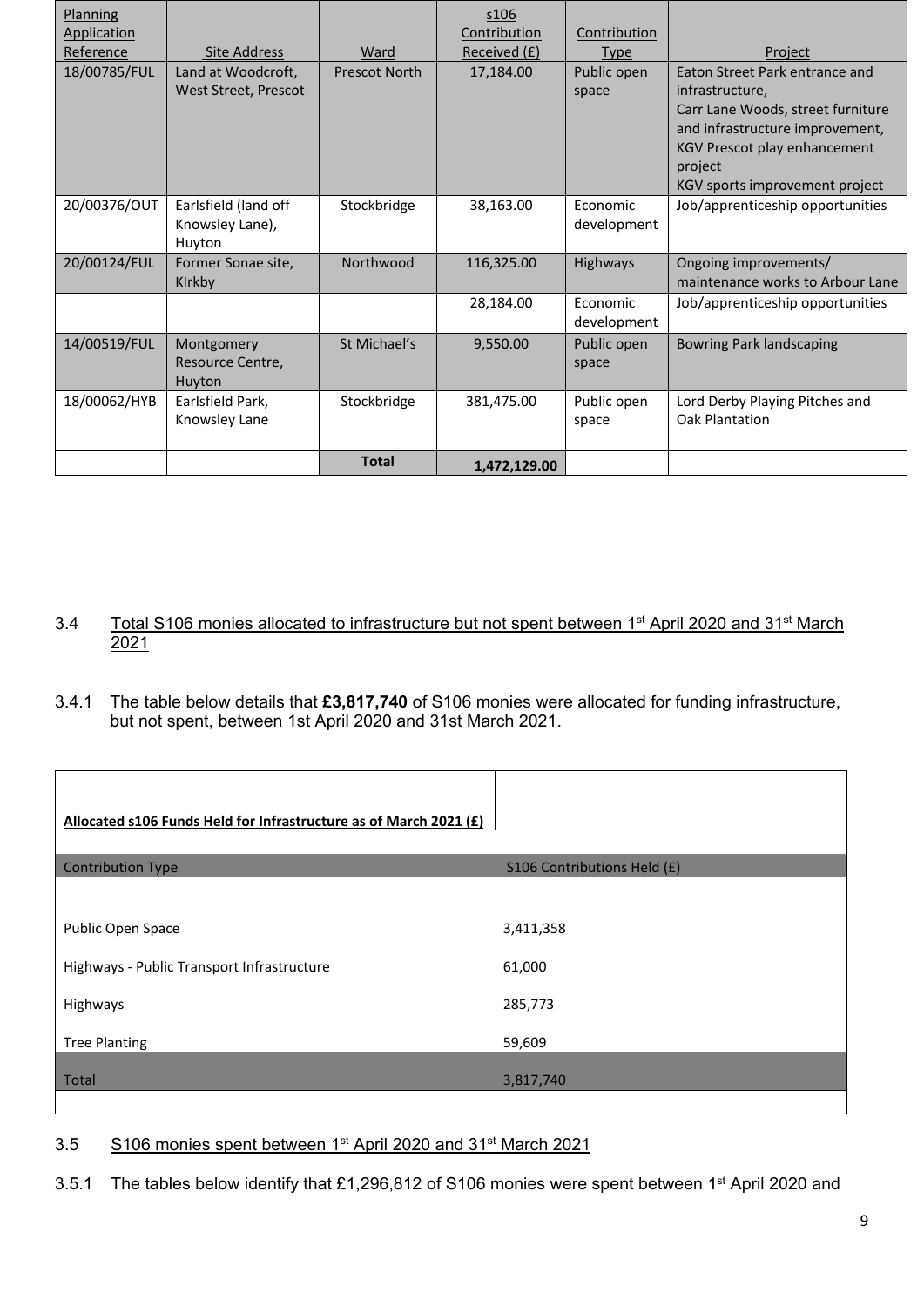| Planning Application Reference | Site Address | Ward | s106 Contribution Received (£) | Contribution Type | Project |
|---|---|---|---|---|---|
| 18/00785/FUL | Land at Woodcroft, West Street, Prescot | Prescot North | 17,184.00 | Public open space | Eaton Street Park entrance and infrastructure, Carr Lane Woods, street furniture and infrastructure improvement, KGV Prescot play enhancement project KGV sports improvement project |
| 20/00376/OUT | Earlsfield (land off Knowsley Lane), Huyton | Stockbridge | 38,163.00 | Economic development | Job/apprenticeship opportunities |
| 20/00124/FUL | Former Sonae site, KIrkby | Northwood | 116,325.00 | Highways | Ongoing improvements/ maintenance works to Arbour Lane |
| | | | 28,184.00 | Economic development | Job/apprenticeship opportunities |
| 14/00519/FUL | Montgomery Resource Centre, Huyton | St Michael's | 9,550.00 | Public open space | Bowring Park landscaping |
| 18/00062/HYB | Earlsfield Park, Knowsley Lane | Stockbridge | 381,475.00 | Public open space | Lord Derby Playing Pitches and Oak Plantation |
| | | **Total** | **1,472,129.00** | | |

### 3.4 Total S106 monies allocated to infrastructure but not spent between 1st April 2020 and 31st March 2021

3.4.1 The table below details that **£3,817,740** of S106 monies were allocated for funding infrastructure, but not spent, between 1st April 2020 and 31st March 2021.

| Allocated s106 Funds Held for Infrastructure as of March 2021 (£) | |
|---|---|
| Contribution Type | S106 Contributions Held (£) |
| Public Open Space | 3,411,358 |
| Highways - Public Transport Infrastructure | 61,000 |
| Highways | 285,773 |
| Tree Planting | 59,609 |
| Total | 3,817,740 |

### 3.5 S106 monies spent between 1st April 2020 and 31st March 2021

3.5.1 The tables below identify that £1,296,812 of S106 monies were spent between 1st April 2020 and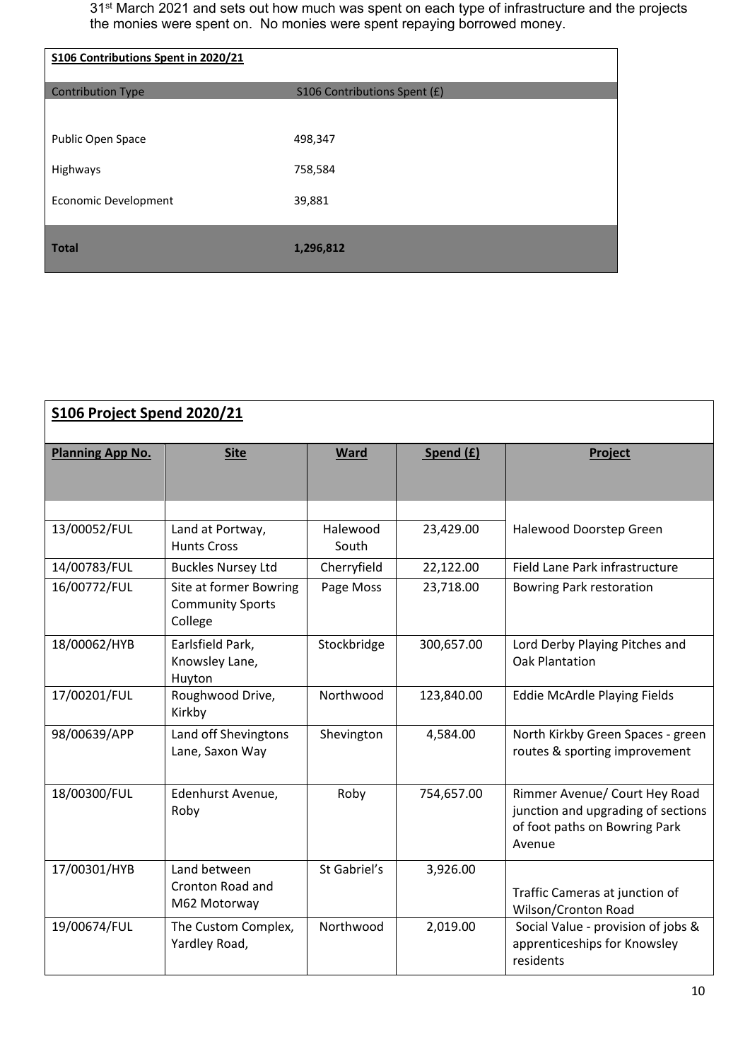31st March 2021 and sets out how much was spent on each type of infrastructure and the projects the monies were spent on. No monies were spent repaying borrowed money.

| S106 Contributions Spent in 2020/21 | |
|---|---|
| Contribution Type | S106 Contributions Spent (£) |
| Public Open Space | 498,347 |
| Highways | 758,584 |
| Economic Development | 39,881 |
| **Total** | **1,296,812** |

| S106 Project Spend 2020/21 | | | | |
|---|---|---|---|---|
| **Planning App No.** | **Site** | **Ward** | **Spend (£)** | **Project** |
| 13/00052/FUL | Land at Portway, Hunts Cross | Halewood South | 23,429.00 | Halewood Doorstep Green |
| 14/00783/FUL | Buckles Nursey Ltd | Cherryfield | 22,122.00 | Field Lane Park infrastructure |
| 16/00772/FUL | Site at former Bowring Community Sports College | Page Moss | 23,718.00 | Bowring Park restoration |
| 18/00062/HYB | Earlsfield Park, Knowsley Lane, Huyton | Stockbridge | 300,657.00 | Lord Derby Playing Pitches and Oak Plantation |
| 17/00201/FUL | Roughwood Drive, Kirkby | Northwood | 123,840.00 | Eddie McArdle Playing Fields |
| 98/00639/APP | Land off Shevingtons Lane, Saxon Way | Shevington | 4,584.00 | North Kirkby Green Spaces - green routes & sporting improvement |
| 18/00300/FUL | Edenhurst Avenue, Roby | Roby | 754,657.00 | Rimmer Avenue/ Court Hey Road junction and upgrading of sections of foot paths on Bowring Park Avenue |
| 17/00301/HYB | Land between Cronton Road and M62 Motorway | St Gabriel's | 3,926.00 | Traffic Cameras at junction of Wilson/Cronton Road |
| 19/00674/FUL | The Custom Complex, Yardley Road, | Northwood | 2,019.00 | Social Value - provision of jobs & apprenticeships for Knowsley residents |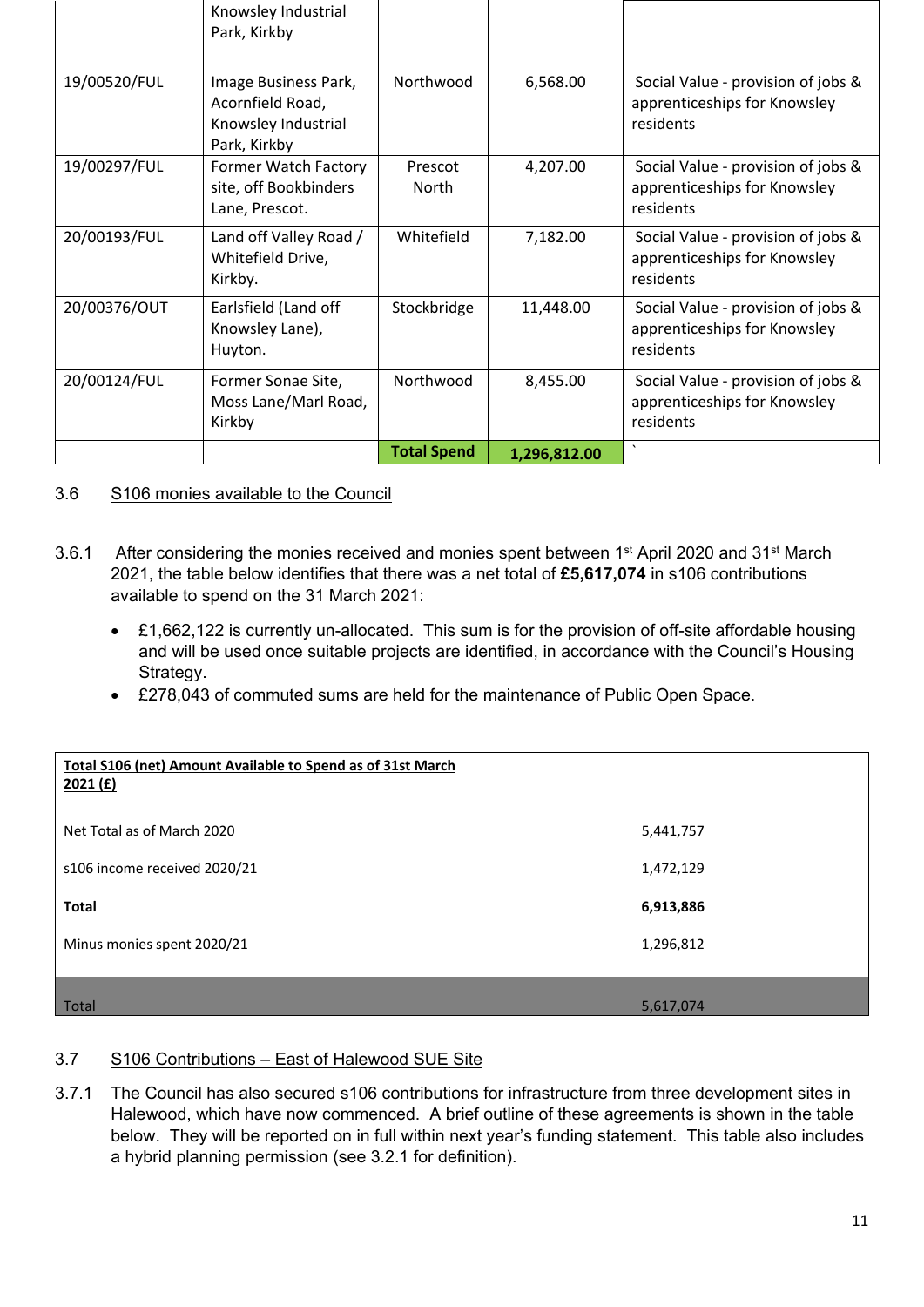|  | Knowsley Industrial Park, Kirkby |  |  |  |
|---|---|---|---|---|
| 19/00520/FUL | Image Business Park, Acornfield Road, Knowsley Industrial Park, Kirkby | Northwood | 6,568.00 | Social Value - provision of jobs & apprenticeships for Knowsley residents |
| 19/00297/FUL | Former Watch Factory site, off Bookbinders Lane, Prescot. | Prescot North | 4,207.00 | Social Value - provision of jobs & apprenticeships for Knowsley residents |
| 20/00193/FUL | Land off Valley Road / Whitefield Drive, Kirkby. | Whitefield | 7,182.00 | Social Value - provision of jobs & apprenticeships for Knowsley residents |
| 20/00376/OUT | Earlsfield (Land off Knowsley Lane), Huyton. | Stockbridge | 11,448.00 | Social Value - provision of jobs & apprenticeships for Knowsley residents |
| 20/00124/FUL | Former Sonae Site, Moss Lane/Marl Road, Kirkby | Northwood | 8,455.00 | Social Value - provision of jobs & apprenticeships for Knowsley residents |
|  |  | **Total Spend** | **1,296,812.00** | ` |

## 3.6 S106 monies available to the Council

3.6.1 After considering the monies received and monies spent between 1st April 2020 and 31st March 2021, the table below identifies that there was a net total of **£5,617,074** in s106 contributions available to spend on the 31 March 2021:

- £1,662,122 is currently un-allocated. This sum is for the provision of off-site affordable housing and will be used once suitable projects are identified, in accordance with the Council's Housing Strategy.
- £278,043 of commuted sums are held for the maintenance of Public Open Space.

| **Total S106 (net) Amount Available to Spend as of 31st March 2021 (£)** |  |
|---|---|
| Net Total as of March 2020 | 5,441,757 |
| s106 income received 2020/21 | 1,472,129 |
| **Total** | **6,913,886** |
| Minus monies spent 2020/21 | 1,296,812 |
| Total | 5,617,074 |

## 3.7 S106 Contributions – East of Halewood SUE Site

3.7.1 The Council has also secured s106 contributions for infrastructure from three development sites in Halewood, which have now commenced. A brief outline of these agreements is shown in the table below. They will be reported on in full within next year's funding statement. This table also includes a hybrid planning permission (see 3.2.1 for definition).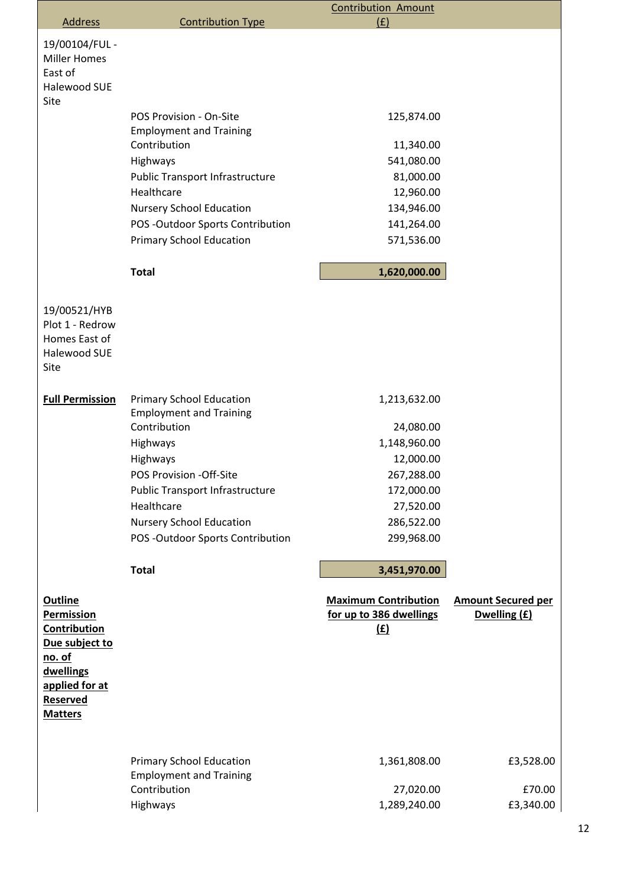| Address | Contribution Type | Contribution Amount (£) | |
|---|---|---|---|
| 19/00104/FUL - Miller Homes East of Halewood SUE Site | | | |
| | POS Provision - On-Site | 125,874.00 | |
| | Employment and Training Contribution | 11,340.00 | |
| | Highways | 541,080.00 | |
| | Public Transport Infrastructure | 81,000.00 | |
| | Healthcare | 12,960.00 | |
| | Nursery School Education | 134,946.00 | |
| | POS -Outdoor Sports Contribution | 141,264.00 | |
| | Primary School Education | 571,536.00 | |
| | **Total** | **1,620,000.00** | |
| 19/00521/HYB Plot 1 - Redrow Homes East of Halewood SUE Site | | | |
| **Full Permission** | Primary School Education | 1,213,632.00 | |
| | Employment and Training Contribution | 24,080.00 | |
| | Highways | 1,148,960.00 | |
| | Highways | 12,000.00 | |
| | POS Provision -Off-Site | 267,288.00 | |
| | Public Transport Infrastructure | 172,000.00 | |
| | Healthcare | 27,520.00 | |
| | Nursery School Education | 286,522.00 | |
| | POS -Outdoor Sports Contribution | 299,968.00 | |
| | **Total** | **3,451,970.00** | |
| **Outline Permission Contribution Due subject to no. of dwellings applied for at Reserved Matters** | | **Maximum Contribution for up to 386 dwellings (£)** | **Amount Secured per Dwelling (£)** |
| | Primary School Education | 1,361,808.00 | £3,528.00 |
| | Employment and Training Contribution | 27,020.00 | £70.00 |
| | Highways | 1,289,240.00 | £3,340.00 |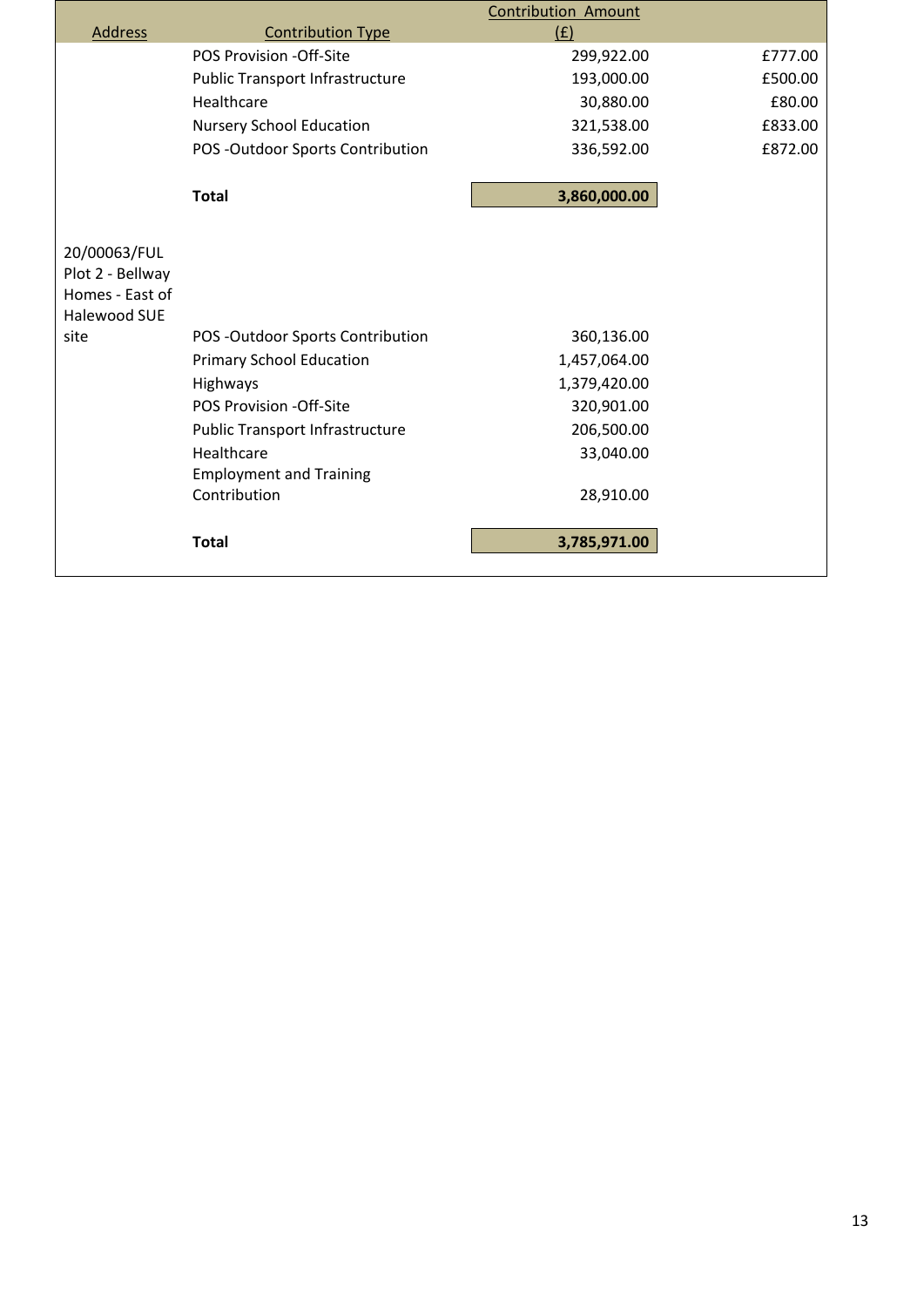| Address | Contribution Type | Contribution Amount (£) | |
|---|---|---|---|
| | POS Provision -Off-Site | 299,922.00 | £777.00 |
| | Public Transport Infrastructure | 193,000.00 | £500.00 |
| | Healthcare | 30,880.00 | £80.00 |
| | Nursery School Education | 321,538.00 | £833.00 |
| | POS -Outdoor Sports Contribution | 336,592.00 | £872.00 |
| | **Total** | **3,860,000.00** | |
| 20/00063/FUL Plot 2 - Bellway Homes - East of Halewood SUE site | POS -Outdoor Sports Contribution | 360,136.00 | |
| | Primary School Education | 1,457,064.00 | |
| | Highways | 1,379,420.00 | |
| | POS Provision -Off-Site | 320,901.00 | |
| | Public Transport Infrastructure | 206,500.00 | |
| | Healthcare | 33,040.00 | |
| | Employment and Training Contribution | 28,910.00 | |
| | **Total** | **3,785,971.00** | |